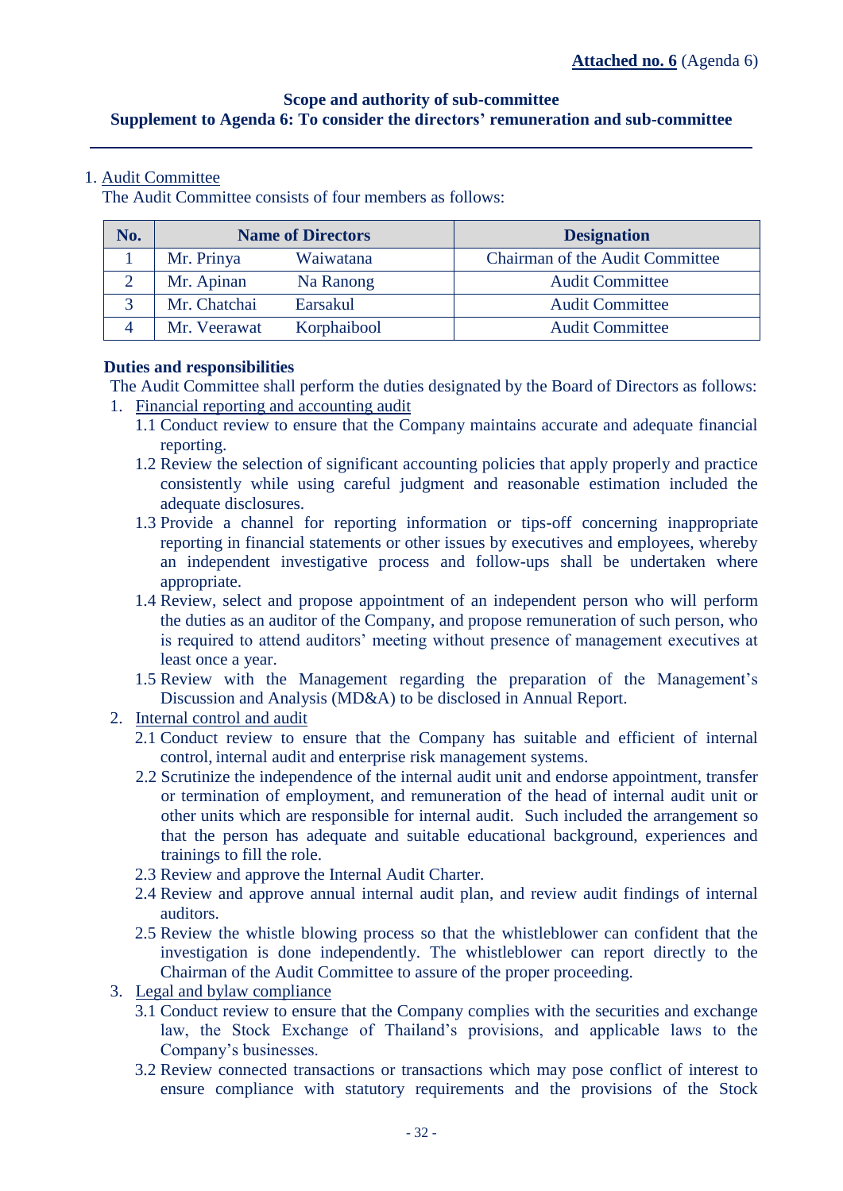**Attached no. 6** (Agenda 6)

**Scope and authority of sub-committee**
**Supplement to Agenda 6: To consider the directors' remuneration and sub-committee**

1. Audit Committee

The Audit Committee consists of four members as follows:

| No. | Name of Directors | Designation |
|---|---|---|
| 1 | Mr. Prinya Waiwatana | Chairman of the Audit Committee |
| 2 | Mr. Apinan Na Ranong | Audit Committee |
| 3 | Mr. Chatchai Earsakul | Audit Committee |
| 4 | Mr. Veerawat Korphaibool | Audit Committee |

**Duties and responsibilities**

The Audit Committee shall perform the duties designated by the Board of Directors as follows:

1. Financial reporting and accounting audit
   - 1.1 Conduct review to ensure that the Company maintains accurate and adequate financial reporting.
   - 1.2 Review the selection of significant accounting policies that apply properly and practice consistently while using careful judgment and reasonable estimation included the adequate disclosures.
   - 1.3 Provide a channel for reporting information or tips-off concerning inappropriate reporting in financial statements or other issues by executives and employees, whereby an independent investigative process and follow-ups shall be undertaken where appropriate.
   - 1.4 Review, select and propose appointment of an independent person who will perform the duties as an auditor of the Company, and propose remuneration of such person, who is required to attend auditors' meeting without presence of management executives at least once a year.
   - 1.5 Review with the Management regarding the preparation of the Management's Discussion and Analysis (MD&A) to be disclosed in Annual Report.
2. Internal control and audit
   - 2.1 Conduct review to ensure that the Company has suitable and efficient of internal control, internal audit and enterprise risk management systems.
   - 2.2 Scrutinize the independence of the internal audit unit and endorse appointment, transfer or termination of employment, and remuneration of the head of internal audit unit or other units which are responsible for internal audit. Such included the arrangement so that the person has adequate and suitable educational background, experiences and trainings to fill the role.
   - 2.3 Review and approve the Internal Audit Charter.
   - 2.4 Review and approve annual internal audit plan, and review audit findings of internal auditors.
   - 2.5 Review the whistle blowing process so that the whistleblower can confident that the investigation is done independently. The whistleblower can report directly to the Chairman of the Audit Committee to assure of the proper proceeding.
3. Legal and bylaw compliance
   - 3.1 Conduct review to ensure that the Company complies with the securities and exchange law, the Stock Exchange of Thailand's provisions, and applicable laws to the Company's businesses.
   - 3.2 Review connected transactions or transactions which may pose conflict of interest to ensure compliance with statutory requirements and the provisions of the Stock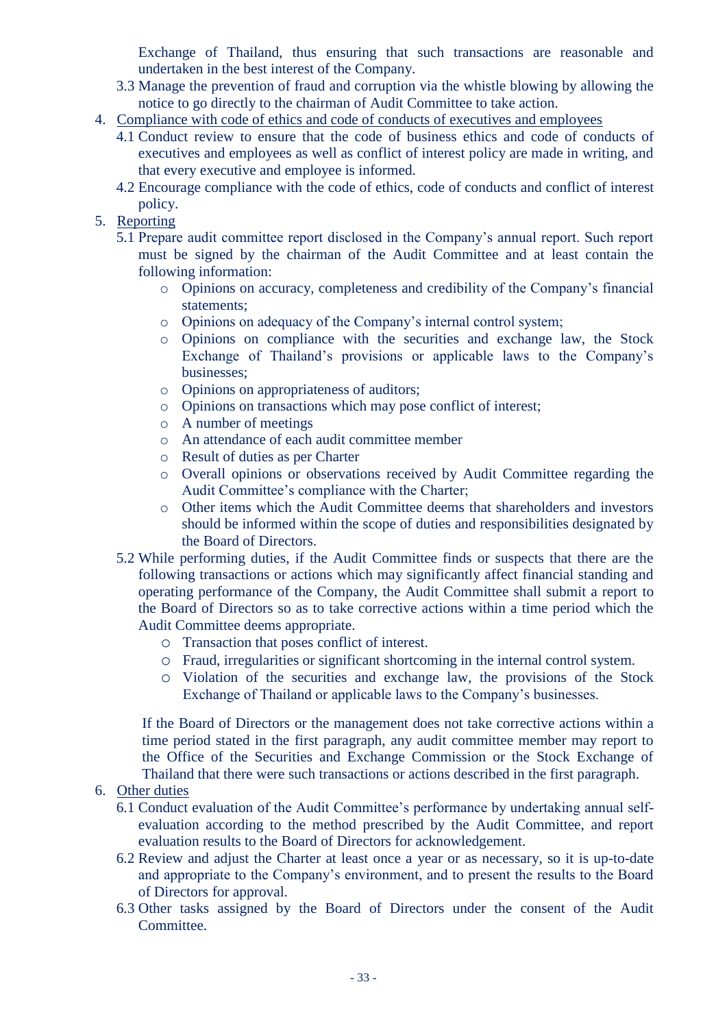Exchange of Thailand, thus ensuring that such transactions are reasonable and undertaken in the best interest of the Company.

3.3 Manage the prevention of fraud and corruption via the whistle blowing by allowing the notice to go directly to the chairman of Audit Committee to take action.

4. <u>Compliance with code of ethics and code of conducts of executives and employees</u>

   4.1 Conduct review to ensure that the code of business ethics and code of conducts of executives and employees as well as conflict of interest policy are made in writing, and that every executive and employee is informed.

   4.2 Encourage compliance with the code of ethics, code of conducts and conflict of interest policy.

5. <u>Reporting</u>

   5.1 Prepare audit committee report disclosed in the Company's annual report. Such report must be signed by the chairman of the Audit Committee and at least contain the following information:

   - Opinions on accuracy, completeness and credibility of the Company's financial statements;
   - Opinions on adequacy of the Company's internal control system;
   - Opinions on compliance with the securities and exchange law, the Stock Exchange of Thailand's provisions or applicable laws to the Company's businesses;
   - Opinions on appropriateness of auditors;
   - Opinions on transactions which may pose conflict of interest;
   - A number of meetings
   - An attendance of each audit committee member
   - Result of duties as per Charter
   - Overall opinions or observations received by Audit Committee regarding the Audit Committee's compliance with the Charter;
   - Other items which the Audit Committee deems that shareholders and investors should be informed within the scope of duties and responsibilities designated by the Board of Directors.

   5.2 While performing duties, if the Audit Committee finds or suspects that there are the following transactions or actions which may significantly affect financial standing and operating performance of the Company, the Audit Committee shall submit a report to the Board of Directors so as to take corrective actions within a time period which the Audit Committee deems appropriate.

   - Transaction that poses conflict of interest.
   - Fraud, irregularities or significant shortcoming in the internal control system.
   - Violation of the securities and exchange law, the provisions of the Stock Exchange of Thailand or applicable laws to the Company's businesses.

   If the Board of Directors or the management does not take corrective actions within a time period stated in the first paragraph, any audit committee member may report to the Office of the Securities and Exchange Commission or the Stock Exchange of Thailand that there were such transactions or actions described in the first paragraph.

6. <u>Other duties</u>

   6.1 Conduct evaluation of the Audit Committee's performance by undertaking annual self-evaluation according to the method prescribed by the Audit Committee, and report evaluation results to the Board of Directors for acknowledgement.

   6.2 Review and adjust the Charter at least once a year or as necessary, so it is up-to-date and appropriate to the Company's environment, and to present the results to the Board of Directors for approval.

   6.3 Other tasks assigned by the Board of Directors under the consent of the Audit Committee.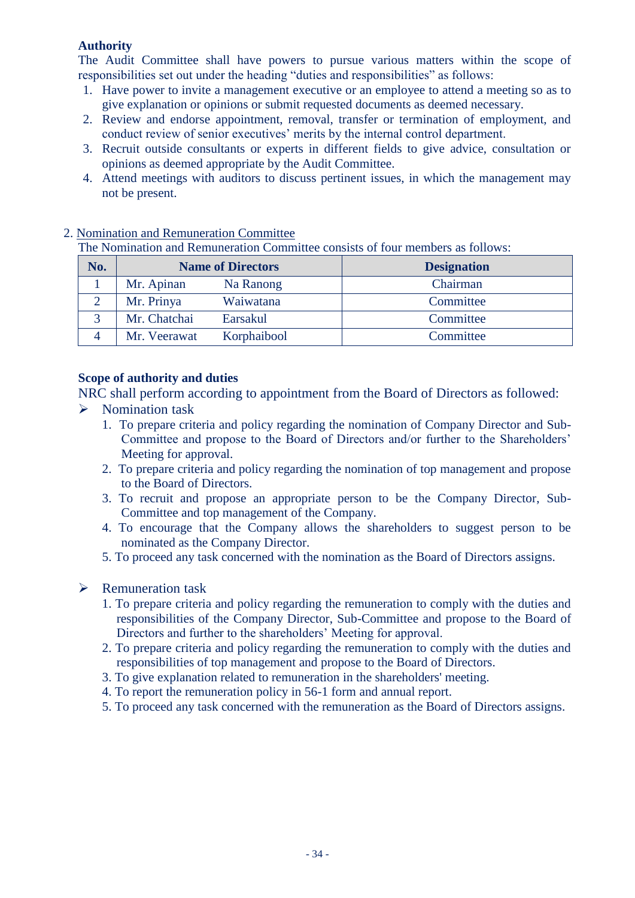**Authority**

The Audit Committee shall have powers to pursue various matters within the scope of responsibilities set out under the heading "duties and responsibilities" as follows:

1. Have power to invite a management executive or an employee to attend a meeting so as to give explanation or opinions or submit requested documents as deemed necessary.
2. Review and endorse appointment, removal, transfer or termination of employment, and conduct review of senior executives' merits by the internal control department.
3. Recruit outside consultants or experts in different fields to give advice, consultation or opinions as deemed appropriate by the Audit Committee.
4. Attend meetings with auditors to discuss pertinent issues, in which the management may not be present.

2. Nomination and Remuneration Committee

The Nomination and Remuneration Committee consists of four members as follows:

| No. | Name of Directors | Designation |
|---|---|---|
| 1 | Mr. Apinan Na Ranong | Chairman |
| 2 | Mr. Prinya Waiwatana | Committee |
| 3 | Mr. Chatchai Earsakul | Committee |
| 4 | Mr. Veerawat Korphaibool | Committee |

**Scope of authority and duties**

NRC shall perform according to appointment from the Board of Directors as followed:

- Nomination task
  1. To prepare criteria and policy regarding the nomination of Company Director and Sub-Committee and propose to the Board of Directors and/or further to the Shareholders' Meeting for approval.
  2. To prepare criteria and policy regarding the nomination of top management and propose to the Board of Directors.
  3. To recruit and propose an appropriate person to be the Company Director, Sub-Committee and top management of the Company.
  4. To encourage that the Company allows the shareholders to suggest person to be nominated as the Company Director.
  5. To proceed any task concerned with the nomination as the Board of Directors assigns.

- Remuneration task
  1. To prepare criteria and policy regarding the remuneration to comply with the duties and responsibilities of the Company Director, Sub-Committee and propose to the Board of Directors and further to the shareholders' Meeting for approval.
  2. To prepare criteria and policy regarding the remuneration to comply with the duties and responsibilities of top management and propose to the Board of Directors.
  3. To give explanation related to remuneration in the shareholders' meeting.
  4. To report the remuneration policy in 56-1 form and annual report.
  5. To proceed any task concerned with the remuneration as the Board of Directors assigns.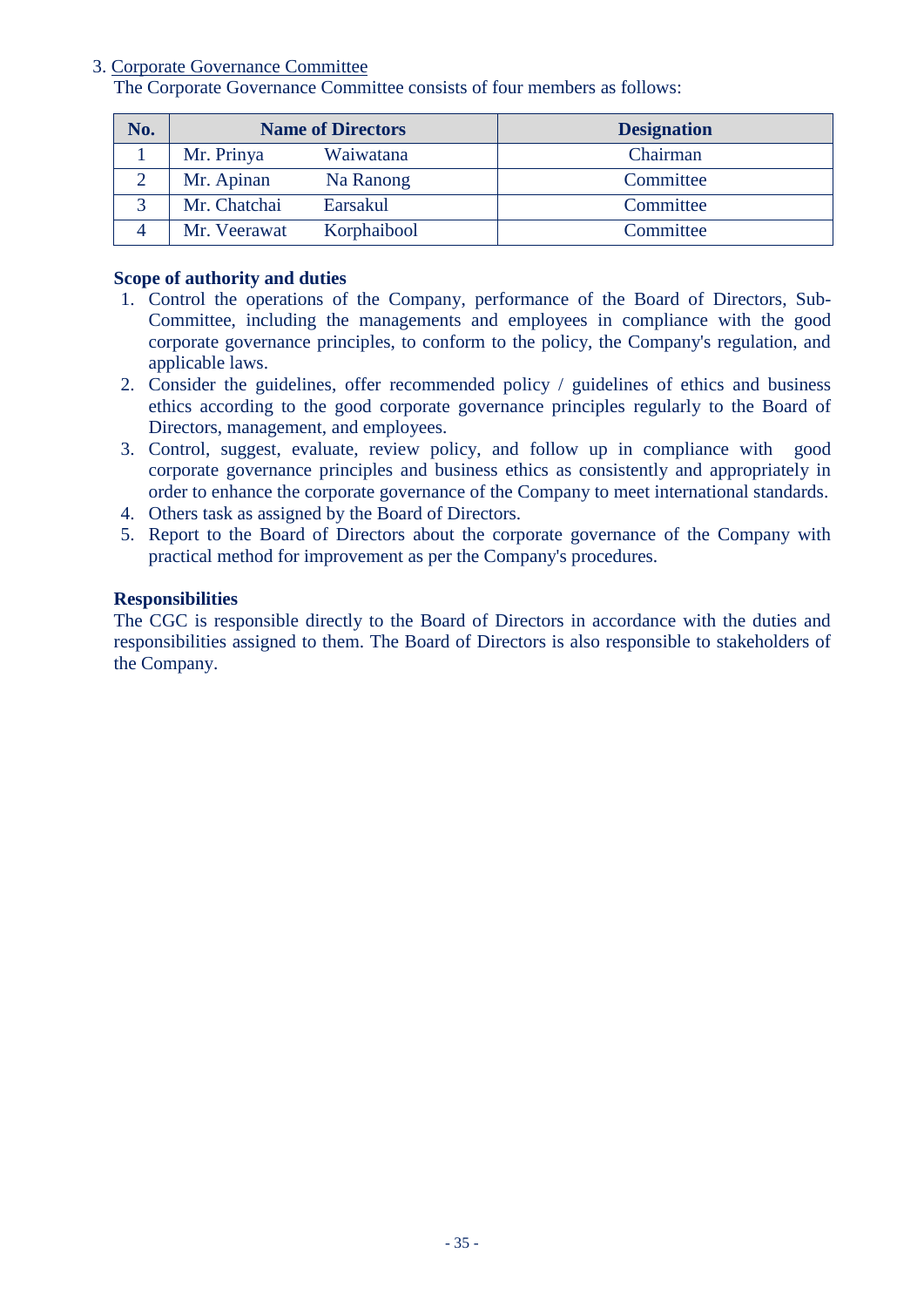3. Corporate Governance Committee

The Corporate Governance Committee consists of four members as follows:

| No. | Name of Directors | Designation |
|---|---|---|
| 1 | Mr. Prinya Waiwatana | Chairman |
| 2 | Mr. Apinan Na Ranong | Committee |
| 3 | Mr. Chatchai Earsakul | Committee |
| 4 | Mr. Veerawat Korphaibool | Committee |

**Scope of authority and duties**

1. Control the operations of the Company, performance of the Board of Directors, Sub-Committee, including the managements and employees in compliance with the good corporate governance principles, to conform to the policy, the Company's regulation, and applicable laws.
2. Consider the guidelines, offer recommended policy / guidelines of ethics and business ethics according to the good corporate governance principles regularly to the Board of Directors, management, and employees.
3. Control, suggest, evaluate, review policy, and follow up in compliance with good corporate governance principles and business ethics as consistently and appropriately in order to enhance the corporate governance of the Company to meet international standards.
4. Others task as assigned by the Board of Directors.
5. Report to the Board of Directors about the corporate governance of the Company with practical method for improvement as per the Company's procedures.

**Responsibilities**

The CGC is responsible directly to the Board of Directors in accordance with the duties and responsibilities assigned to them. The Board of Directors is also responsible to stakeholders of the Company.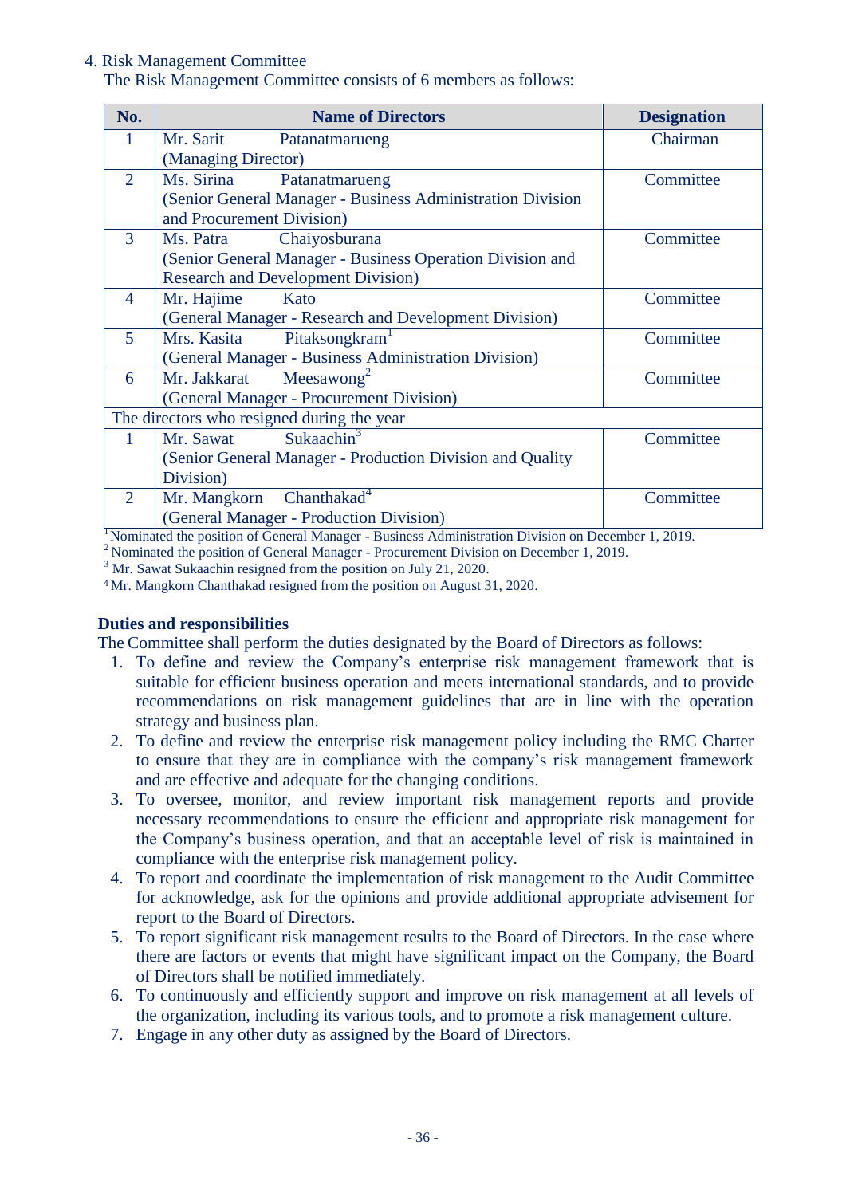4. Risk Management Committee

The Risk Management Committee consists of 6 members as follows:

| No. | Name of Directors | Designation |
|---|---|---|
| 1 | Mr. Sarit Patanatmarueng (Managing Director) | Chairman |
| 2 | Ms. Sirina Patanatmarueng (Senior General Manager - Business Administration Division and Procurement Division) | Committee |
| 3 | Ms. Patra Chaiyosburana (Senior General Manager - Business Operation Division and Research and Development Division) | Committee |
| 4 | Mr. Hajime Kato (General Manager - Research and Development Division) | Committee |
| 5 | Mrs. Kasita Pitaksongkram[1] (General Manager - Business Administration Division) | Committee |
| 6 | Mr. Jakkarat Meesawong[2] (General Manager - Procurement Division) | Committee |
| The directors who resigned during the year | | |
| 1 | Mr. Sawat Sukaachin[3] (Senior General Manager - Production Division and Quality Division) | Committee |
| 2 | Mr. Mangkorn Chanthakad[4] (General Manager - Production Division) | Committee |

[1] Nominated the position of General Manager - Business Administration Division on December 1, 2019.
[2] Nominated the position of General Manager - Procurement Division on December 1, 2019.
[3] Mr. Sawat Sukaachin resigned from the position on July 21, 2020.
[4] Mr. Mangkorn Chanthakad resigned from the position on August 31, 2020.

**Duties and responsibilities**

The Committee shall perform the duties designated by the Board of Directors as follows:

1. To define and review the Company's enterprise risk management framework that is suitable for efficient business operation and meets international standards, and to provide recommendations on risk management guidelines that are in line with the operation strategy and business plan.
2. To define and review the enterprise risk management policy including the RMC Charter to ensure that they are in compliance with the company's risk management framework and are effective and adequate for the changing conditions.
3. To oversee, monitor, and review important risk management reports and provide necessary recommendations to ensure the efficient and appropriate risk management for the Company's business operation, and that an acceptable level of risk is maintained in compliance with the enterprise risk management policy.
4. To report and coordinate the implementation of risk management to the Audit Committee for acknowledge, ask for the opinions and provide additional appropriate advisement for report to the Board of Directors.
5. To report significant risk management results to the Board of Directors. In the case where there are factors or events that might have significant impact on the Company, the Board of Directors shall be notified immediately.
6. To continuously and efficiently support and improve on risk management at all levels of the organization, including its various tools, and to promote a risk management culture.
7. Engage in any other duty as assigned by the Board of Directors.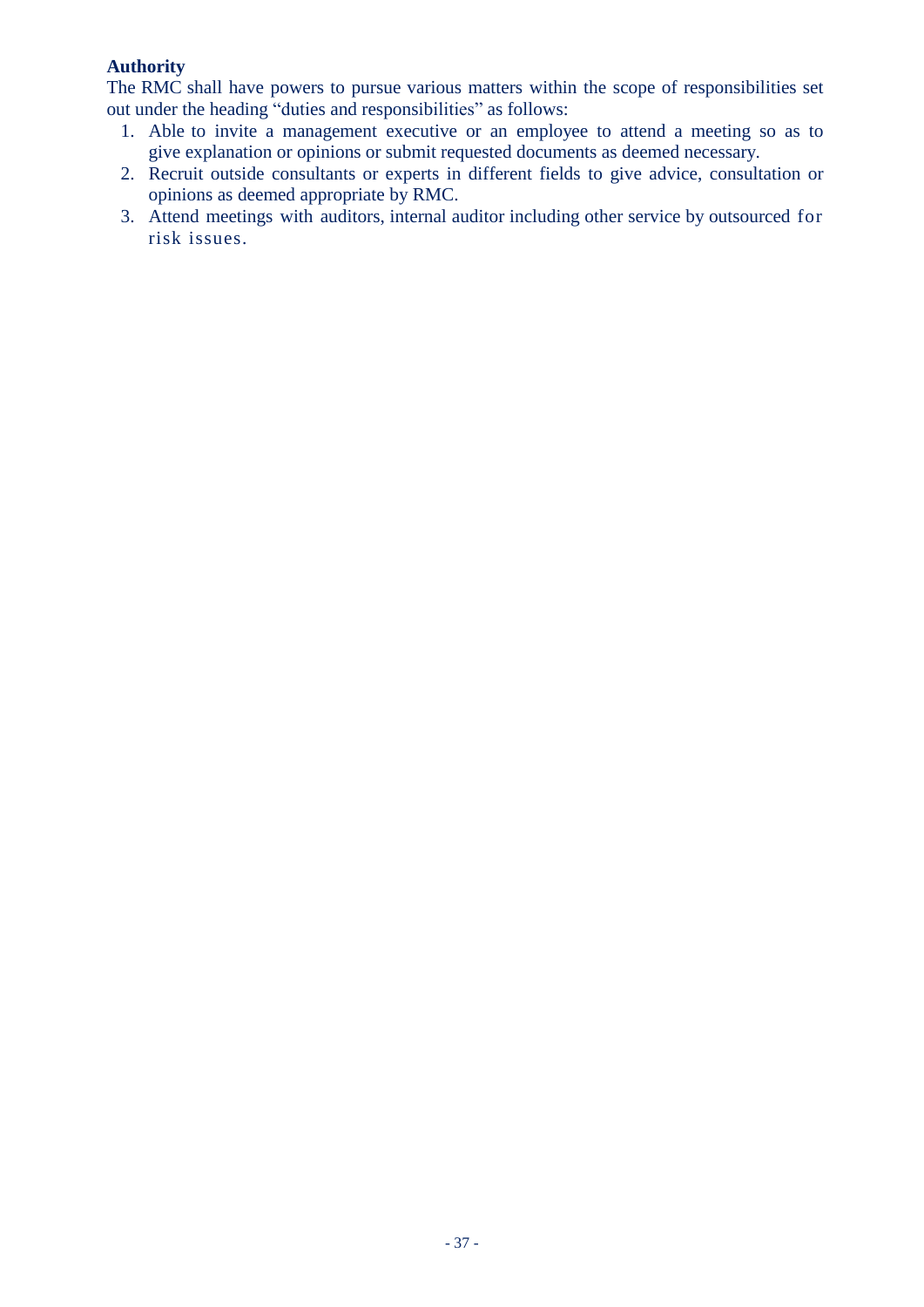**Authority**

The RMC shall have powers to pursue various matters within the scope of responsibilities set out under the heading "duties and responsibilities" as follows:

1. Able to invite a management executive or an employee to attend a meeting so as to give explanation or opinions or submit requested documents as deemed necessary.
2. Recruit outside consultants or experts in different fields to give advice, consultation or opinions as deemed appropriate by RMC.
3. Attend meetings with auditors, internal auditor including other service by outsourced for risk issues.